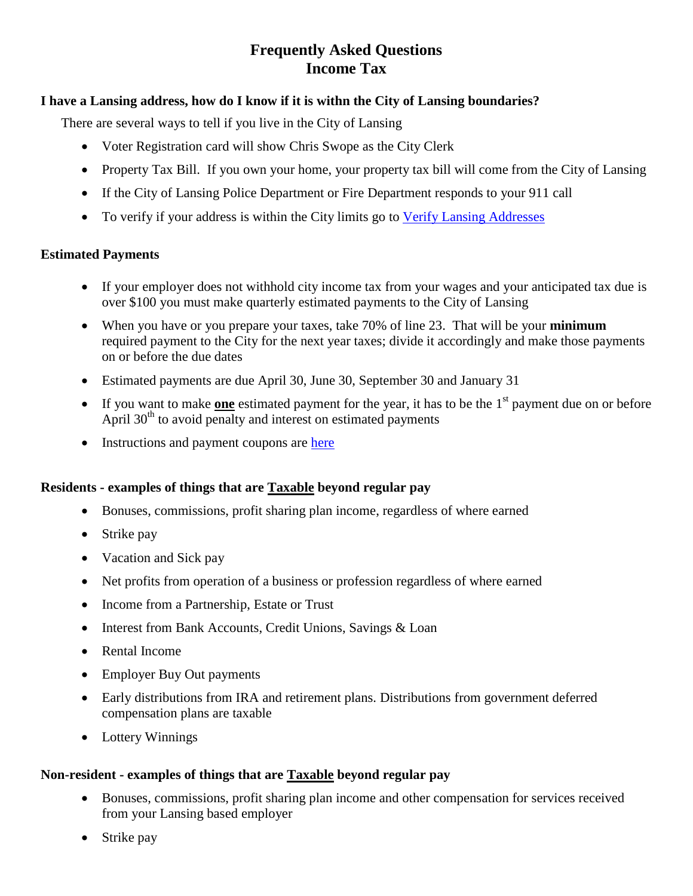# Frequently Asked Questions
# Income Tax

**I have a Lansing address, how do I know if it is withn the City of Lansing boundaries?**

There are several ways to tell if you live in the City of Lansing

- Voter Registration card will show Chris Swope as the City Clerk
- Property Tax Bill. If you own your home, your property tax bill will come from the City of Lansing
- If the City of Lansing Police Department or Fire Department responds to your 911 call
- To verify if your address is within the City limits go to Verify Lansing Addresses

**Estimated Payments**

- If your employer does not withhold city income tax from your wages and your anticipated tax due is over $100 you must make quarterly estimated payments to the City of Lansing
- When you have or you prepare your taxes, take 70% of line 23. That will be your **minimum** required payment to the City for the next year taxes; divide it accordingly and make those payments on or before the due dates
- Estimated payments are due April 30, June 30, September 30 and January 31
- If you want to make **one** estimated payment for the year, it has to be the 1st payment due on or before April 30th to avoid penalty and interest on estimated payments
- Instructions and payment coupons are here

**Residents - examples of things that are Taxable beyond regular pay**

- Bonuses, commissions, profit sharing plan income, regardless of where earned
- Strike pay
- Vacation and Sick pay
- Net profits from operation of a business or profession regardless of where earned
- Income from a Partnership, Estate or Trust
- Interest from Bank Accounts, Credit Unions, Savings & Loan
- Rental Income
- Employer Buy Out payments
- Early distributions from IRA and retirement plans. Distributions from government deferred compensation plans are taxable
- Lottery Winnings

**Non-resident - examples of things that are Taxable beyond regular pay**

- Bonuses, commissions, profit sharing plan income and other compensation for services received from your Lansing based employer
- Strike pay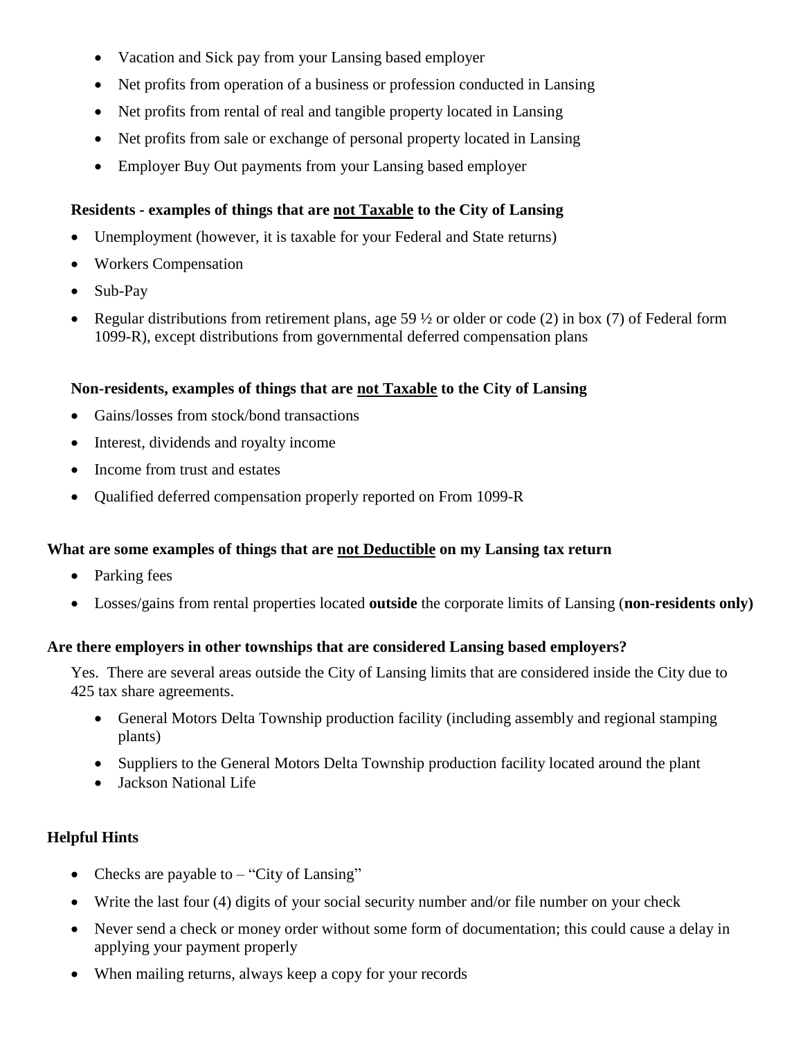- Vacation and Sick pay from your Lansing based employer
- Net profits from operation of a business or profession conducted in Lansing
- Net profits from rental of real and tangible property located in Lansing
- Net profits from sale or exchange of personal property located in Lansing
- Employer Buy Out payments from your Lansing based employer

**Residents - examples of things that are <u>not Taxable</u> to the City of Lansing**

- Unemployment (however, it is taxable for your Federal and State returns)
- Workers Compensation
- Sub-Pay
- Regular distributions from retirement plans, age 59 ½ or older or code (2) in box (7) of Federal form 1099-R), except distributions from governmental deferred compensation plans

**Non-residents, examples of things that are <u>not Taxable</u> to the City of Lansing**

- Gains/losses from stock/bond transactions
- Interest, dividends and royalty income
- Income from trust and estates
- Qualified deferred compensation properly reported on From 1099-R

**What are some examples of things that are <u>not Deductible</u> on my Lansing tax return**

- Parking fees
- Losses/gains from rental properties located **outside** the corporate limits of Lansing (**non-residents only)**

**Are there employers in other townships that are considered Lansing based employers?**

Yes. There are several areas outside the City of Lansing limits that are considered inside the City due to 425 tax share agreements.

- General Motors Delta Township production facility (including assembly and regional stamping plants)
- Suppliers to the General Motors Delta Township production facility located around the plant
- Jackson National Life

**Helpful Hints**

- Checks are payable to – "City of Lansing"
- Write the last four (4) digits of your social security number and/or file number on your check
- Never send a check or money order without some form of documentation; this could cause a delay in applying your payment properly
- When mailing returns, always keep a copy for your records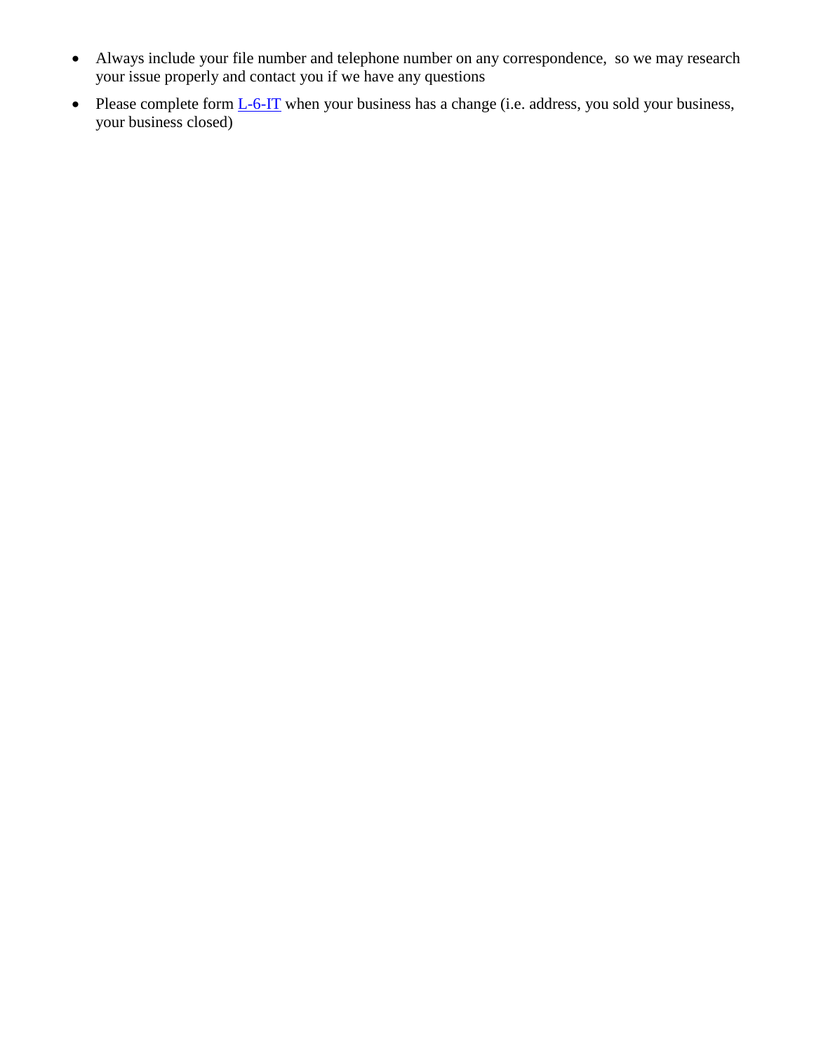- Always include your file number and telephone number on any correspondence,  so we may research your issue properly and contact you if we have any questions
- Please complete form L-6-IT when your business has a change (i.e. address, you sold your business, your business closed)